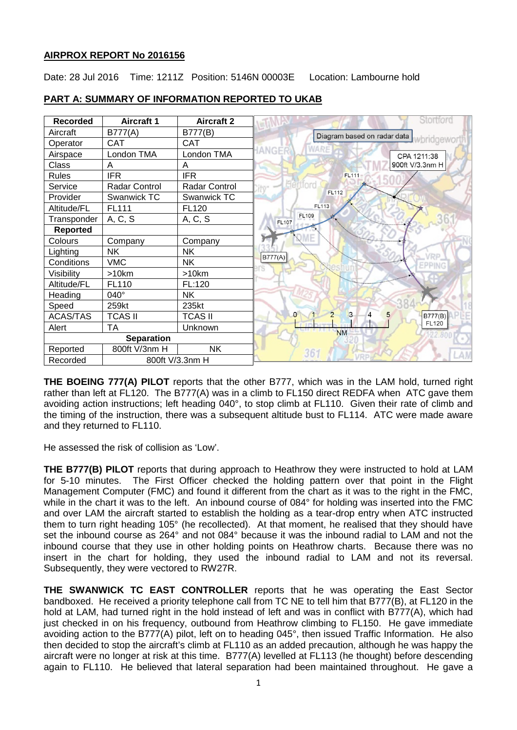**AIRPROX REPORT No 2016156**

Date: 28 Jul 2016 Time: 1211Z Position: 5146N 00003E Location: Lambourne hold

**PART A: SUMMARY OF INFORMATION REPORTED TO UKAB**

| Recorded | Aircraft 1 | Aircraft 2 |
|---|---|---|
| Aircraft | B777(A) | B777(B) |
| Operator | CAT | CAT |
| Airspace | London TMA | London TMA |
| Class | A | A |
| Rules | IFR | IFR |
| Service | Radar Control | Radar Control |
| Provider | Swanwick TC | Swanwick TC |
| Altitude/FL | FL111 | FL120 |
| Transponder | A, C, S | A, C, S |
| **Reported** | | |
| Colours | Company | Company |
| Lighting | NK | NK |
| Conditions | VMC | NK |
| Visibility | >10km | >10km |
| Altitude/FL | FL110 | FL:120 |
| Heading | 040° | NK |
| Speed | 259kt | 235kt |
| ACAS/TAS | TCAS II | TCAS II |
| Alert | TA | Unknown |
| **Separation** | | |
| Reported | 800ft V/3nm H | NK |
| Recorded | 800ft V/3.3nm H | |

**THE BOEING 777(A) PILOT** reports that the other B777, which was in the LAM hold, turned right rather than left at FL120. The B777(A) was in a climb to FL150 direct REDFA when ATC gave them avoiding action instructions; left heading 040°, to stop climb at FL110. Given their rate of climb and the timing of the instruction, there was a subsequent altitude bust to FL114. ATC were made aware and they returned to FL110.

He assessed the risk of collision as 'Low'.

**THE B777(B) PILOT** reports that during approach to Heathrow they were instructed to hold at LAM for 5-10 minutes. The First Officer checked the holding pattern over that point in the Flight Management Computer (FMC) and found it different from the chart as it was to the right in the FMC, while in the chart it was to the left. An inbound course of 084° for holding was inserted into the FMC and over LAM the aircraft started to establish the holding as a tear-drop entry when ATC instructed them to turn right heading 105° (he recollected). At that moment, he realised that they should have set the inbound course as 264° and not 084° because it was the inbound radial to LAM and not the inbound course that they use in other holding points on Heathrow charts. Because there was no insert in the chart for holding, they used the inbound radial to LAM and not its reversal. Subsequently, they were vectored to RW27R.

**THE SWANWICK TC EAST CONTROLLER** reports that he was operating the East Sector bandboxed. He received a priority telephone call from TC NE to tell him that B777(B), at FL120 in the hold at LAM, had turned right in the hold instead of left and was in conflict with B777(A), which had just checked in on his frequency, outbound from Heathrow climbing to FL150. He gave immediate avoiding action to the B777(A) pilot, left on to heading 045°, then issued Traffic Information. He also then decided to stop the aircraft's climb at FL110 as an added precaution, although he was happy the aircraft were no longer at risk at this time. B777(A) levelled at FL113 (he thought) before descending again to FL110. He believed that lateral separation had been maintained throughout. He gave a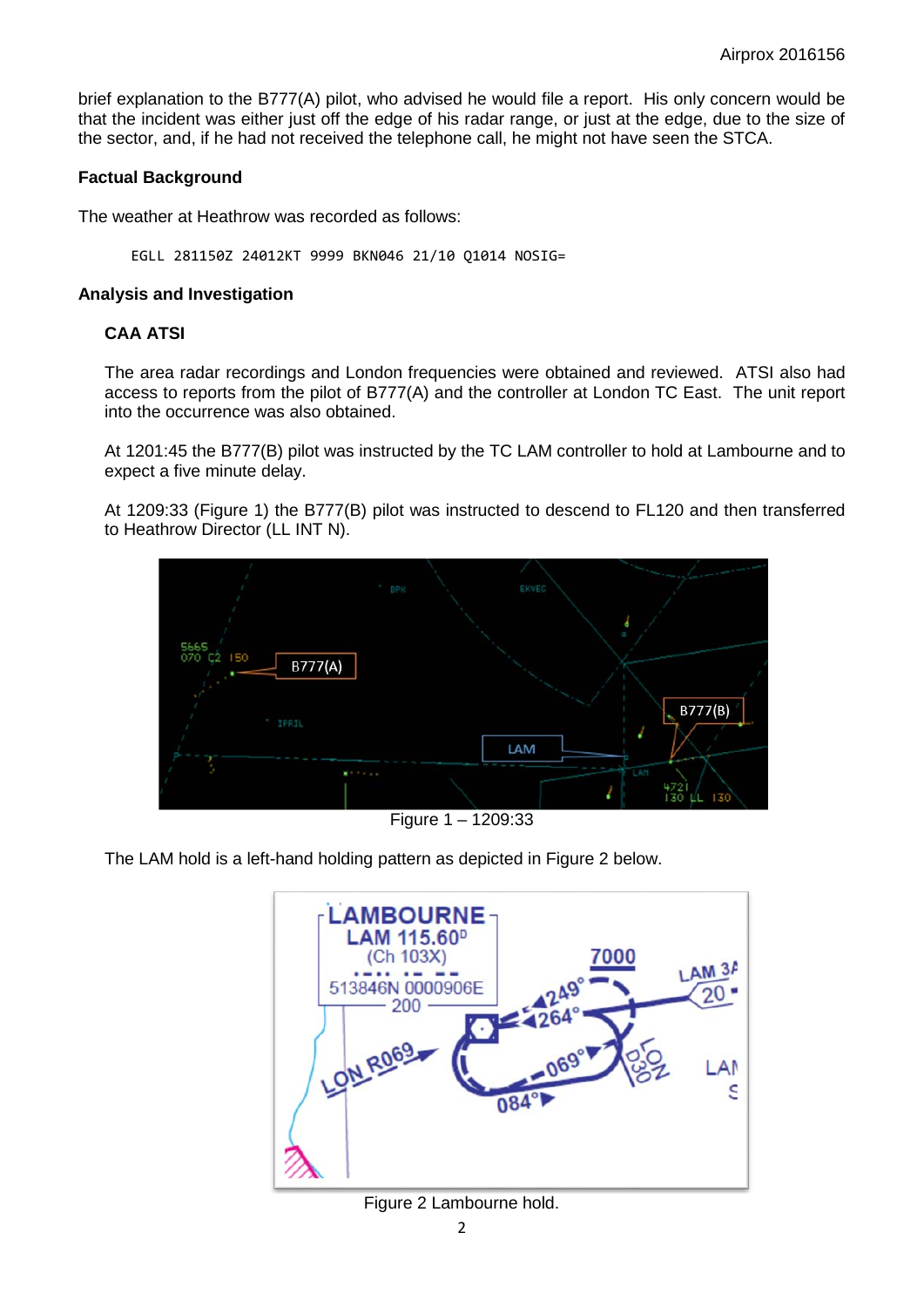brief explanation to the B777(A) pilot, who advised he would file a report. His only concern would be that the incident was either just off the edge of his radar range, or just at the edge, due to the size of the sector, and, if he had not received the telephone call, he might not have seen the STCA.

**Factual Background**

The weather at Heathrow was recorded as follows:

```
EGLL 281150Z 24012KT 9999 BKN046 21/10 Q1014 NOSIG=
```

**Analysis and Investigation**

**CAA ATSI**

The area radar recordings and London frequencies were obtained and reviewed. ATSI also had access to reports from the pilot of B777(A) and the controller at London TC East. The unit report into the occurrence was also obtained.

At 1201:45 the B777(B) pilot was instructed by the TC LAM controller to hold at Lambourne and to expect a five minute delay.

At 1209:33 (Figure 1) the B777(B) pilot was instructed to descend to FL120 and then transferred to Heathrow Director (LL INT N).

Figure 1 – 1209:33

The LAM hold is a left-hand holding pattern as depicted in Figure 2 below.

Figure 2 Lambourne hold.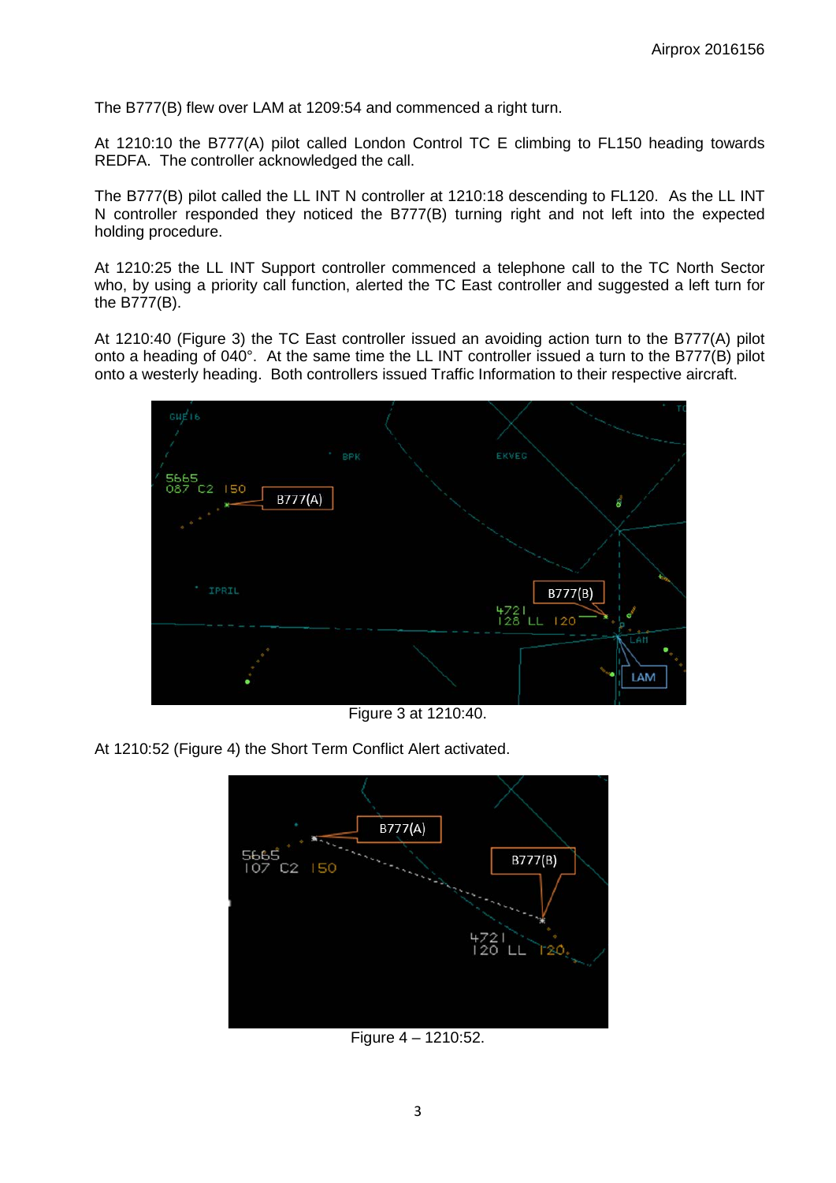The B777(B) flew over LAM at 1209:54 and commenced a right turn.

At 1210:10 the B777(A) pilot called London Control TC E climbing to FL150 heading towards REDFA. The controller acknowledged the call.

The B777(B) pilot called the LL INT N controller at 1210:18 descending to FL120. As the LL INT N controller responded they noticed the B777(B) turning right and not left into the expected holding procedure.

At 1210:25 the LL INT Support controller commenced a telephone call to the TC North Sector who, by using a priority call function, alerted the TC East controller and suggested a left turn for the B777(B).

At 1210:40 (Figure 3) the TC East controller issued an avoiding action turn to the B777(A) pilot onto a heading of 040°. At the same time the LL INT controller issued a turn to the B777(B) pilot onto a westerly heading. Both controllers issued Traffic Information to their respective aircraft.

Figure 3 at 1210:40.

At 1210:52 (Figure 4) the Short Term Conflict Alert activated.

Figure 4 – 1210:52.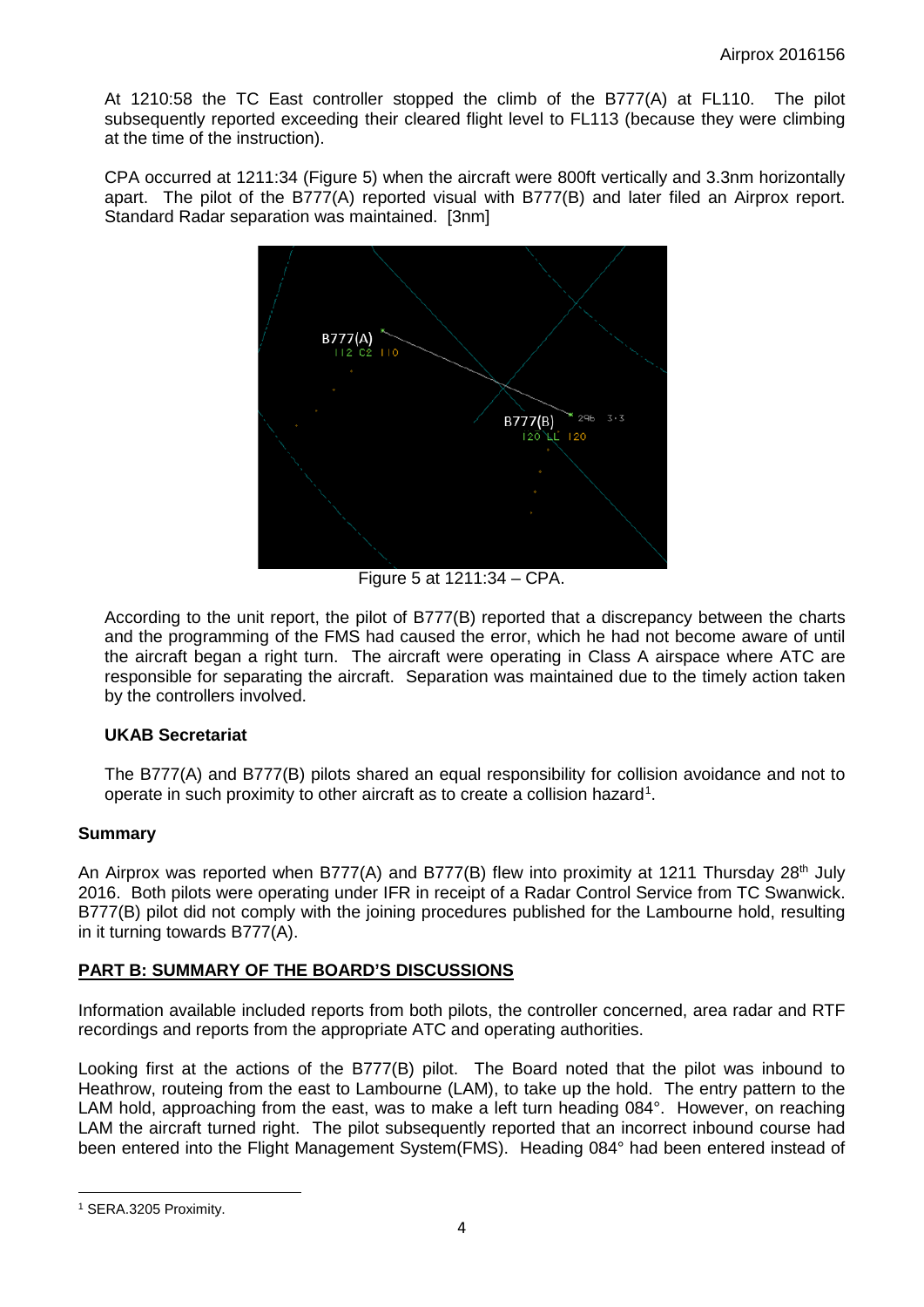At 1210:58 the TC East controller stopped the climb of the B777(A) at FL110. The pilot subsequently reported exceeding their cleared flight level to FL113 (because they were climbing at the time of the instruction).

CPA occurred at 1211:34 (Figure 5) when the aircraft were 800ft vertically and 3.3nm horizontally apart. The pilot of the B777(A) reported visual with B777(B) and later filed an Airprox report. Standard Radar separation was maintained. [3nm]

Figure 5 at 1211:34 – CPA.

According to the unit report, the pilot of B777(B) reported that a discrepancy between the charts and the programming of the FMS had caused the error, which he had not become aware of until the aircraft began a right turn. The aircraft were operating in Class A airspace where ATC are responsible for separating the aircraft. Separation was maintained due to the timely action taken by the controllers involved.

### UKAB Secretariat

The B777(A) and B777(B) pilots shared an equal responsibility for collision avoidance and not to operate in such proximity to other aircraft as to create a collision hazard[1].

## Summary

An Airprox was reported when B777(A) and B777(B) flew into proximity at 1211 Thursday 28th July 2016. Both pilots were operating under IFR in receipt of a Radar Control Service from TC Swanwick. B777(B) pilot did not comply with the joining procedures published for the Lambourne hold, resulting in it turning towards B777(A).

## PART B: SUMMARY OF THE BOARD'S DISCUSSIONS

Information available included reports from both pilots, the controller concerned, area radar and RTF recordings and reports from the appropriate ATC and operating authorities.

Looking first at the actions of the B777(B) pilot. The Board noted that the pilot was inbound to Heathrow, routeing from the east to Lambourne (LAM), to take up the hold. The entry pattern to the LAM hold, approaching from the east, was to make a left turn heading 084°. However, on reaching LAM the aircraft turned right. The pilot subsequently reported that an incorrect inbound course had been entered into the Flight Management System(FMS). Heading 084° had been entered instead of

[1] SERA.3205 Proximity.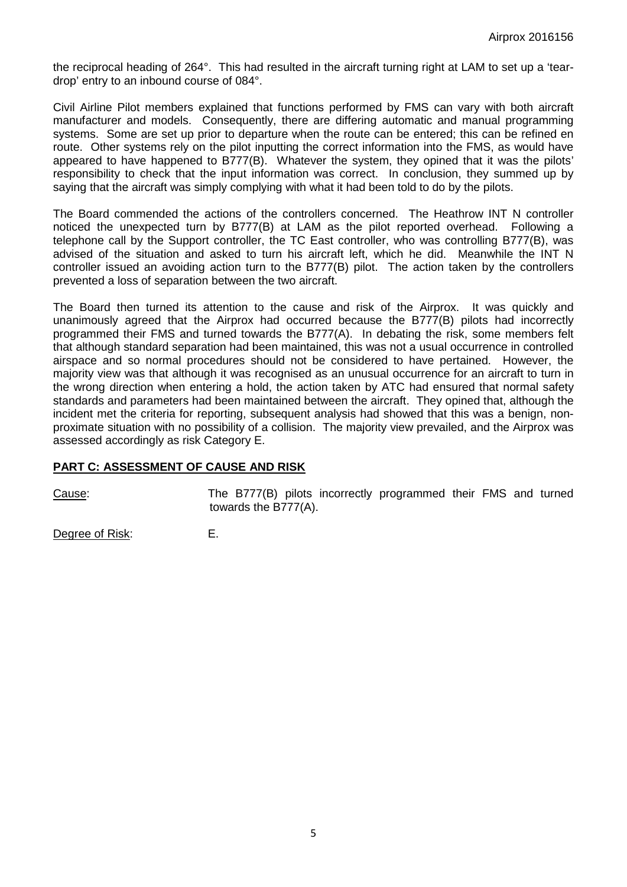the reciprocal heading of 264°. This had resulted in the aircraft turning right at LAM to set up a 'tear-drop' entry to an inbound course of 084°.

Civil Airline Pilot members explained that functions performed by FMS can vary with both aircraft manufacturer and models. Consequently, there are differing automatic and manual programming systems. Some are set up prior to departure when the route can be entered; this can be refined en route. Other systems rely on the pilot inputting the correct information into the FMS, as would have appeared to have happened to B777(B). Whatever the system, they opined that it was the pilots' responsibility to check that the input information was correct. In conclusion, they summed up by saying that the aircraft was simply complying with what it had been told to do by the pilots.

The Board commended the actions of the controllers concerned. The Heathrow INT N controller noticed the unexpected turn by B777(B) at LAM as the pilot reported overhead. Following a telephone call by the Support controller, the TC East controller, who was controlling B777(B), was advised of the situation and asked to turn his aircraft left, which he did. Meanwhile the INT N controller issued an avoiding action turn to the B777(B) pilot. The action taken by the controllers prevented a loss of separation between the two aircraft.

The Board then turned its attention to the cause and risk of the Airprox. It was quickly and unanimously agreed that the Airprox had occurred because the B777(B) pilots had incorrectly programmed their FMS and turned towards the B777(A). In debating the risk, some members felt that although standard separation had been maintained, this was not a usual occurrence in controlled airspace and so normal procedures should not be considered to have pertained. However, the majority view was that although it was recognised as an unusual occurrence for an aircraft to turn in the wrong direction when entering a hold, the action taken by ATC had ensured that normal safety standards and parameters had been maintained between the aircraft. They opined that, although the incident met the criteria for reporting, subsequent analysis had showed that this was a benign, non-proximate situation with no possibility of a collision. The majority view prevailed, and the Airprox was assessed accordingly as risk Category E.

## PART C: ASSESSMENT OF CAUSE AND RISK

Cause: The B777(B) pilots incorrectly programmed their FMS and turned towards the B777(A).

Degree of Risk: E.